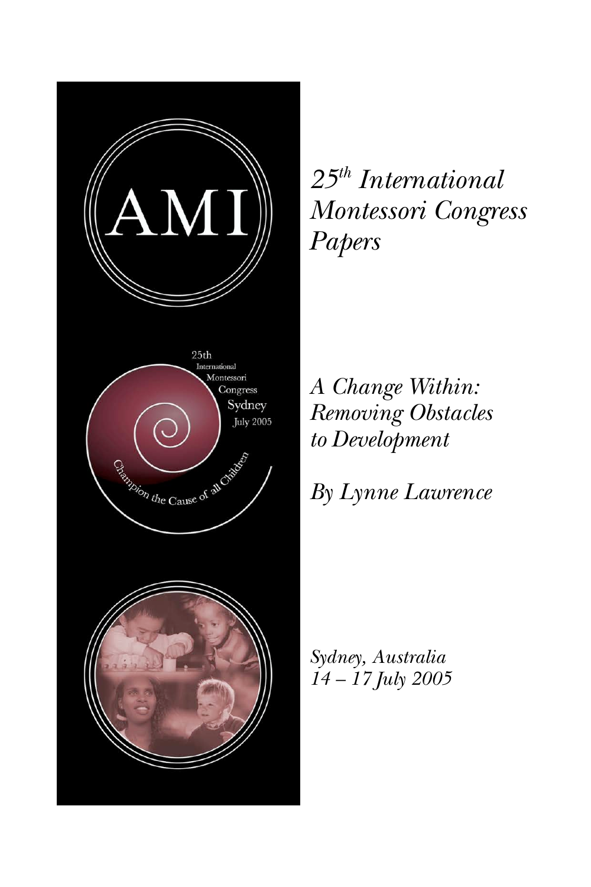# *25th International Montessori Congress Papers*

## *A Change Within: Removing Obstacles to Development*

*By Lynne Lawrence*

*Sydney, Australia*
*14 – 17 July 2005*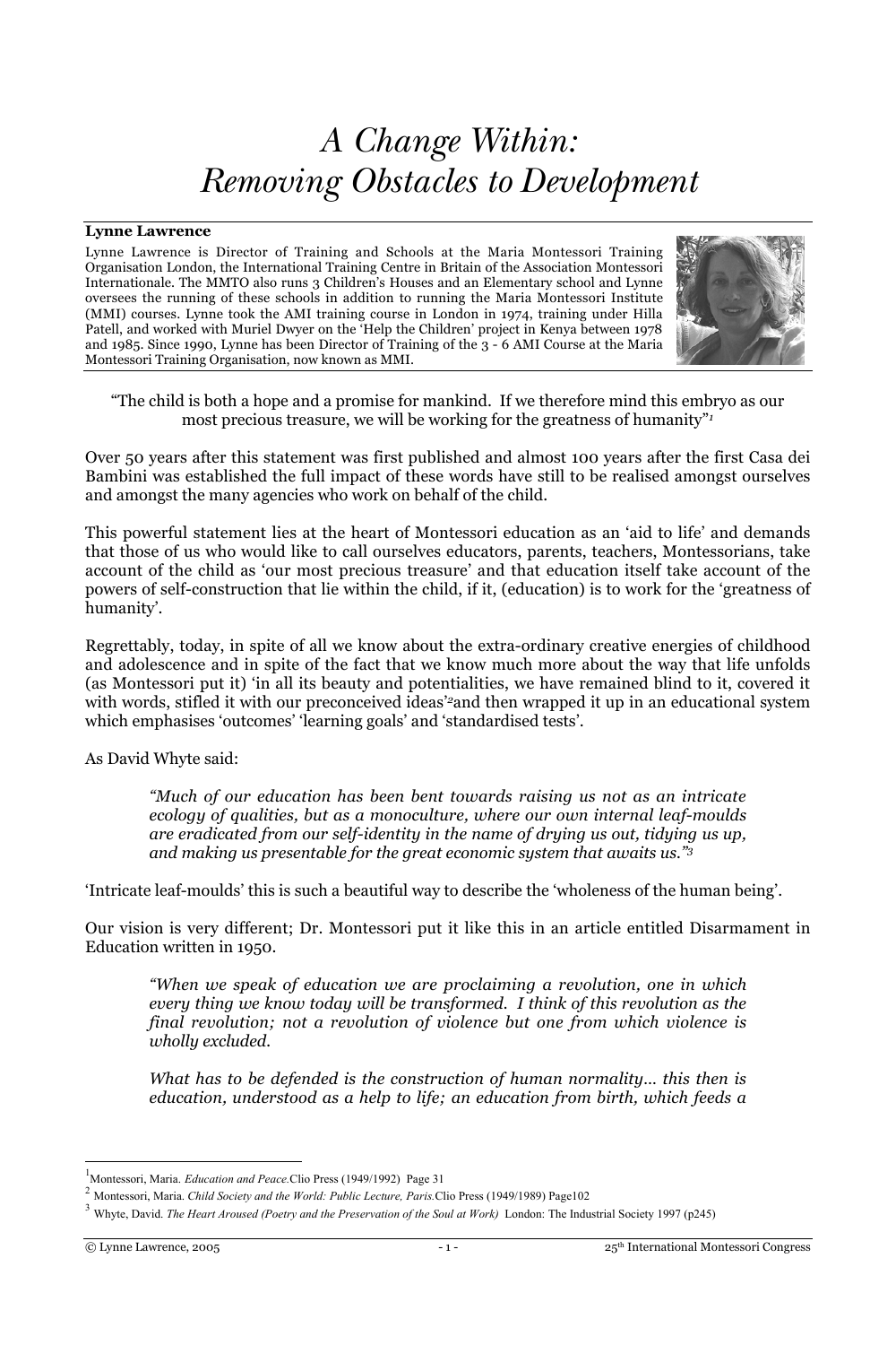# A Change Within: Removing Obstacles to Development

**Lynne Lawrence**

Lynne Lawrence is Director of Training and Schools at the Maria Montessori Training Organisation London, the International Training Centre in Britain of the Association Montessori Internationale. The MMTO also runs 3 Children's Houses and an Elementary school and Lynne oversees the running of these schools in addition to running the Maria Montessori Institute (MMI) courses. Lynne took the AMI training course in London in 1974, training under Hilla Patell, and worked with Muriel Dwyer on the 'Help the Children' project in Kenya between 1978 and 1985. Since 1990, Lynne has been Director of Training of the 3 - 6 AMI Course at the Maria Montessori Training Organisation, now known as MMI.

"The child is both a hope and a promise for mankind. If we therefore mind this embryo as our most precious treasure, we will be working for the greatness of humanity"[1]

Over 50 years after this statement was first published and almost 100 years after the first Casa dei Bambini was established the full impact of these words have still to be realised amongst ourselves and amongst the many agencies who work on behalf of the child.

This powerful statement lies at the heart of Montessori education as an 'aid to life' and demands that those of us who would like to call ourselves educators, parents, teachers, Montessorians, take account of the child as 'our most precious treasure' and that education itself take account of the powers of self-construction that lie within the child, if it, (education) is to work for the 'greatness of humanity'.

Regrettably, today, in spite of all we know about the extra-ordinary creative energies of childhood and adolescence and in spite of the fact that we know much more about the way that life unfolds (as Montessori put it) 'in all its beauty and potentialities, we have remained blind to it, covered it with words, stifled it with our preconceived ideas'[2] and then wrapped it up in an educational system which emphasises 'outcomes' 'learning goals' and 'standardised tests'.

As David Whyte said:

> *"Much of our education has been bent towards raising us not as an intricate ecology of qualities, but as a monoculture, where our own internal leaf-moulds are eradicated from our self-identity in the name of drying us out, tidying us up, and making us presentable for the great economic system that awaits us."*[3]

'Intricate leaf-moulds' this is such a beautiful way to describe the 'wholeness of the human being'.

Our vision is very different; Dr. Montessori put it like this in an article entitled Disarmament in Education written in 1950.

> *"When we speak of education we are proclaiming a revolution, one in which every thing we know today will be transformed. I think of this revolution as the final revolution; not a revolution of violence but one from which violence is wholly excluded.*
>
> *What has to be defended is the construction of human normality… this then is education, understood as a help to life; an education from birth, which feeds a*

---

[1] Montessori, Maria. *Education and Peace.* Clio Press (1949/1992) Page 31

[2] Montessori, Maria. *Child Society and the World: Public Lecture, Paris.* Clio Press (1949/1989) Page102

[3] Whyte, David. *The Heart Aroused (Poetry and the Preservation of the Soul at Work)* London: The Industrial Society 1997 (p245)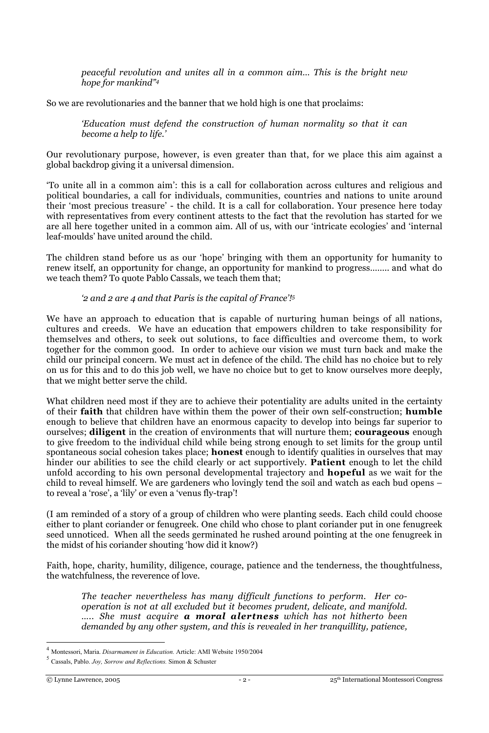*peaceful revolution and unites all in a common aim... This is the bright new hope for mankind"*[4]

So we are revolutionaries and the banner that we hold high is one that proclaims:

> *'Education must defend the construction of human normality so that it can become a help to life.'*

Our revolutionary purpose, however, is even greater than that, for we place this aim against a global backdrop giving it a universal dimension.

'To unite all in a common aim': this is a call for collaboration across cultures and religious and political boundaries, a call for individuals, communities, countries and nations to unite around their 'most precious treasure' - the child. It is a call for collaboration. Your presence here today with representatives from every continent attests to the fact that the revolution has started for we are all here together united in a common aim. All of us, with our 'intricate ecologies' and 'internal leaf-moulds' have united around the child.

The children stand before us as our 'hope' bringing with them an opportunity for humanity to renew itself, an opportunity for change, an opportunity for mankind to progress........ and what do we teach them? To quote Pablo Cassals, we teach them that;

> *'2 and 2 are 4 and that Paris is the capital of France'!*[5]

We have an approach to education that is capable of nurturing human beings of all nations, cultures and creeds. We have an education that empowers children to take responsibility for themselves and others, to seek out solutions, to face difficulties and overcome them, to work together for the common good. In order to achieve our vision we must turn back and make the child our principal concern. We must act in defence of the child. The child has no choice but to rely on us for this and to do this job well, we have no choice but to get to know ourselves more deeply, that we might better serve the child.

What children need most if they are to achieve their potentiality are adults united in the certainty of their **faith** that children have within them the power of their own self-construction; **humble** enough to believe that children have an enormous capacity to develop into beings far superior to ourselves; **diligent** in the creation of environments that will nurture them; **courageous** enough to give freedom to the individual child while being strong enough to set limits for the group until spontaneous social cohesion takes place; **honest** enough to identify qualities in ourselves that may hinder our abilities to see the child clearly or act supportively. **Patient** enough to let the child unfold according to his own personal developmental trajectory and **hopeful** as we wait for the child to reveal himself. We are gardeners who lovingly tend the soil and watch as each bud opens – to reveal a 'rose', a 'lily' or even a 'venus fly-trap'!

(I am reminded of a story of a group of children who were planting seeds. Each child could choose either to plant coriander or fenugreek. One child who chose to plant coriander put in one fenugreek seed unnoticed. When all the seeds germinated he rushed around pointing at the one fenugreek in the midst of his coriander shouting 'how did it know?)

Faith, hope, charity, humility, diligence, courage, patience and the tenderness, the thoughtfulness, the watchfulness, the reverence of love.

> *The teacher nevertheless has many difficult functions to perform. Her co-operation is not at all excluded but it becomes prudent, delicate, and manifold. ..... She must acquire* ***a moral alertness*** *which has not hitherto been demanded by any other system, and this is revealed in her tranquillity, patience,*

---

[4] Montessori, Maria. *Disarmament in Education.* Article: AMI Website 1950/2004

[5] Cassals, Pablo. *Joy, Sorrow and Reflections.* Simon & Schuster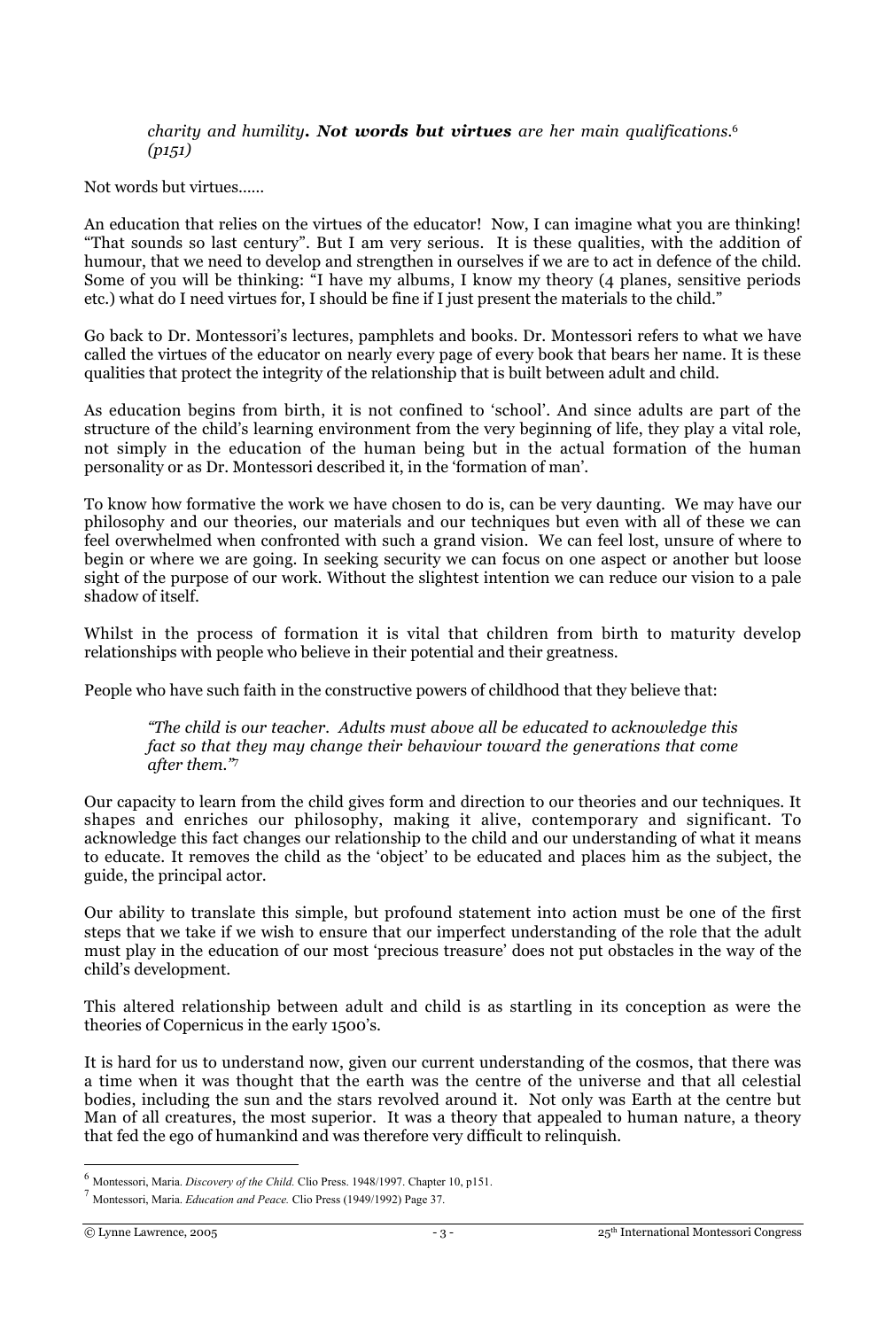> *charity and humility**. Not words but virtues** are her main qualifications.*[6] *(p151)*

Not words but virtues……

An education that relies on the virtues of the educator! Now, I can imagine what you are thinking! "That sounds so last century". But I am very serious. It is these qualities, with the addition of humour, that we need to develop and strengthen in ourselves if we are to act in defence of the child. Some of you will be thinking: "I have my albums, I know my theory (4 planes, sensitive periods etc.) what do I need virtues for, I should be fine if I just present the materials to the child."

Go back to Dr. Montessori's lectures, pamphlets and books. Dr. Montessori refers to what we have called the virtues of the educator on nearly every page of every book that bears her name. It is these qualities that protect the integrity of the relationship that is built between adult and child.

As education begins from birth, it is not confined to 'school'. And since adults are part of the structure of the child's learning environment from the very beginning of life, they play a vital role, not simply in the education of the human being but in the actual formation of the human personality or as Dr. Montessori described it, in the 'formation of man'.

To know how formative the work we have chosen to do is, can be very daunting. We may have our philosophy and our theories, our materials and our techniques but even with all of these we can feel overwhelmed when confronted with such a grand vision. We can feel lost, unsure of where to begin or where we are going. In seeking security we can focus on one aspect or another but loose sight of the purpose of our work. Without the slightest intention we can reduce our vision to a pale shadow of itself.

Whilst in the process of formation it is vital that children from birth to maturity develop relationships with people who believe in their potential and their greatness.

People who have such faith in the constructive powers of childhood that they believe that:

> *"The child is our teacher. Adults must above all be educated to acknowledge this fact so that they may change their behaviour toward the generations that come after them."*[7]

Our capacity to learn from the child gives form and direction to our theories and our techniques. It shapes and enriches our philosophy, making it alive, contemporary and significant. To acknowledge this fact changes our relationship to the child and our understanding of what it means to educate. It removes the child as the 'object' to be educated and places him as the subject, the guide, the principal actor.

Our ability to translate this simple, but profound statement into action must be one of the first steps that we take if we wish to ensure that our imperfect understanding of the role that the adult must play in the education of our most 'precious treasure' does not put obstacles in the way of the child's development.

This altered relationship between adult and child is as startling in its conception as were the theories of Copernicus in the early 1500's.

It is hard for us to understand now, given our current understanding of the cosmos, that there was a time when it was thought that the earth was the centre of the universe and that all celestial bodies, including the sun and the stars revolved around it. Not only was Earth at the centre but Man of all creatures, the most superior. It was a theory that appealed to human nature, a theory that fed the ego of humankind and was therefore very difficult to relinquish.

---

[6] Montessori, Maria. *Discovery of the Child.* Clio Press. 1948/1997. Chapter 10, p151.

[7] Montessori, Maria. *Education and Peace.* Clio Press (1949/1992) Page 37.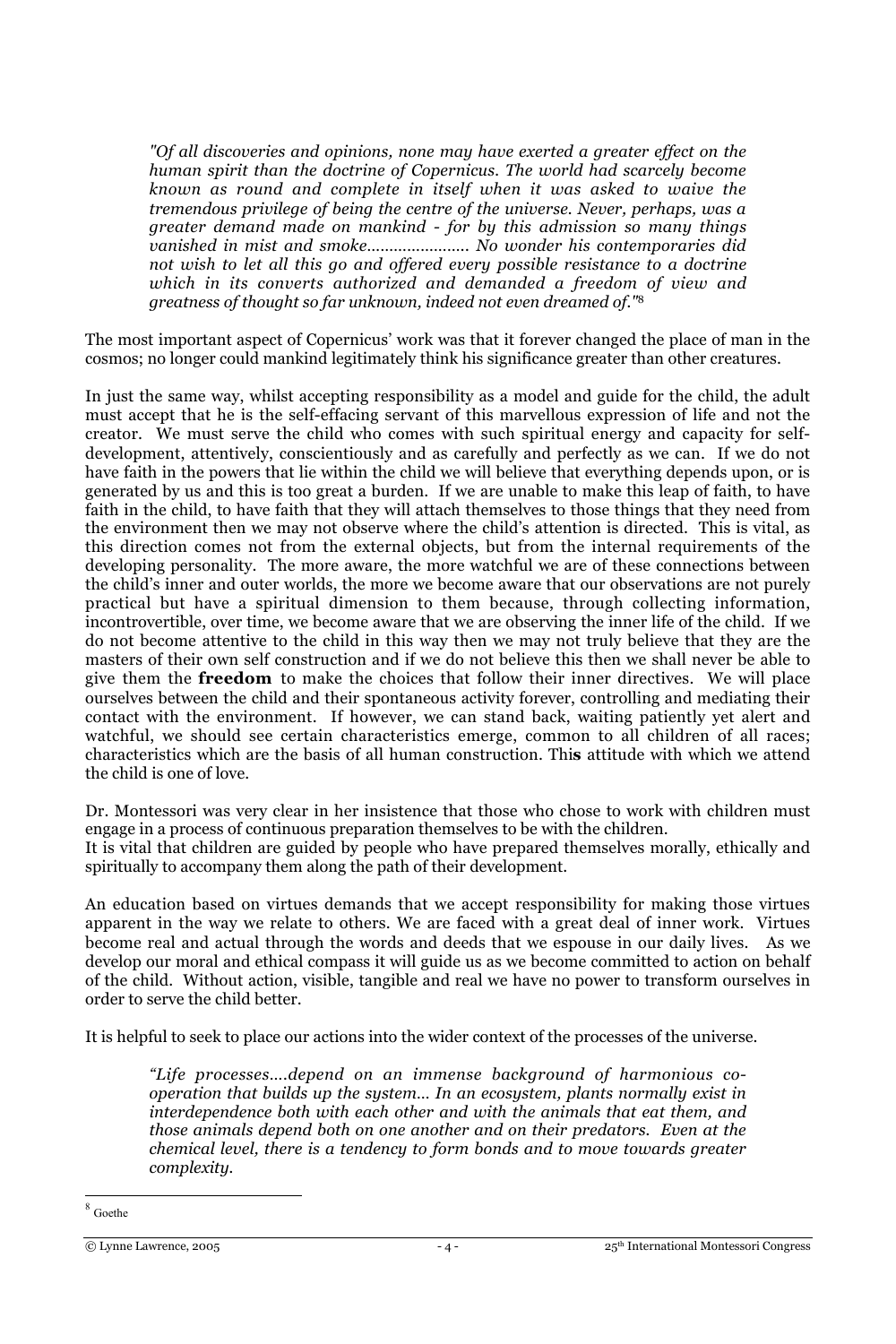> *"Of all discoveries and opinions, none may have exerted a greater effect on the human spirit than the doctrine of Copernicus. The world had scarcely become known as round and complete in itself when it was asked to waive the tremendous privilege of being the centre of the universe. Never, perhaps, was a greater demand made on mankind - for by this admission so many things vanished in mist and smoke...................... No wonder his contemporaries did not wish to let all this go and offered every possible resistance to a doctrine which in its converts authorized and demanded a freedom of view and greatness of thought so far unknown, indeed not even dreamed of."*[8]

The most important aspect of Copernicus' work was that it forever changed the place of man in the cosmos; no longer could mankind legitimately think his significance greater than other creatures.

In just the same way, whilst accepting responsibility as a model and guide for the child, the adult must accept that he is the self-effacing servant of this marvellous expression of life and not the creator. We must serve the child who comes with such spiritual energy and capacity for self-development, attentively, conscientiously and as carefully and perfectly as we can. If we do not have faith in the powers that lie within the child we will believe that everything depends upon, or is generated by us and this is too great a burden. If we are unable to make this leap of faith, to have faith in the child, to have faith that they will attach themselves to those things that they need from the environment then we may not observe where the child's attention is directed. This is vital, as this direction comes not from the external objects, but from the internal requirements of the developing personality. The more aware, the more watchful we are of these connections between the child's inner and outer worlds, the more we become aware that our observations are not purely practical but have a spiritual dimension to them because, through collecting information, incontrovertible, over time, we become aware that we are observing the inner life of the child. If we do not become attentive to the child in this way then we may not truly believe that they are the masters of their own self construction and if we do not believe this then we shall never be able to give them the **freedom** to make the choices that follow their inner directives. We will place ourselves between the child and their spontaneous activity forever, controlling and mediating their contact with the environment. If however, we can stand back, waiting patiently yet alert and watchful, we should see certain characteristics emerge, common to all children of all races; characteristics which are the basis of all human construction. This attitude with which we attend the child is one of love.

Dr. Montessori was very clear in her insistence that those who chose to work with children must engage in a process of continuous preparation themselves to be with the children.
It is vital that children are guided by people who have prepared themselves morally, ethically and spiritually to accompany them along the path of their development.

An education based on virtues demands that we accept responsibility for making those virtues apparent in the way we relate to others. We are faced with a great deal of inner work. Virtues become real and actual through the words and deeds that we espouse in our daily lives. As we develop our moral and ethical compass it will guide us as we become committed to action on behalf of the child. Without action, visible, tangible and real we have no power to transform ourselves in order to serve the child better.

It is helpful to seek to place our actions into the wider context of the processes of the universe.

> *"Life processes....depend on an immense background of harmonious co-operation that builds up the system... In an ecosystem, plants normally exist in interdependence both with each other and with the animals that eat them, and those animals depend both on one another and on their predators. Even at the chemical level, there is a tendency to form bonds and to move towards greater complexity.*

[8] Goethe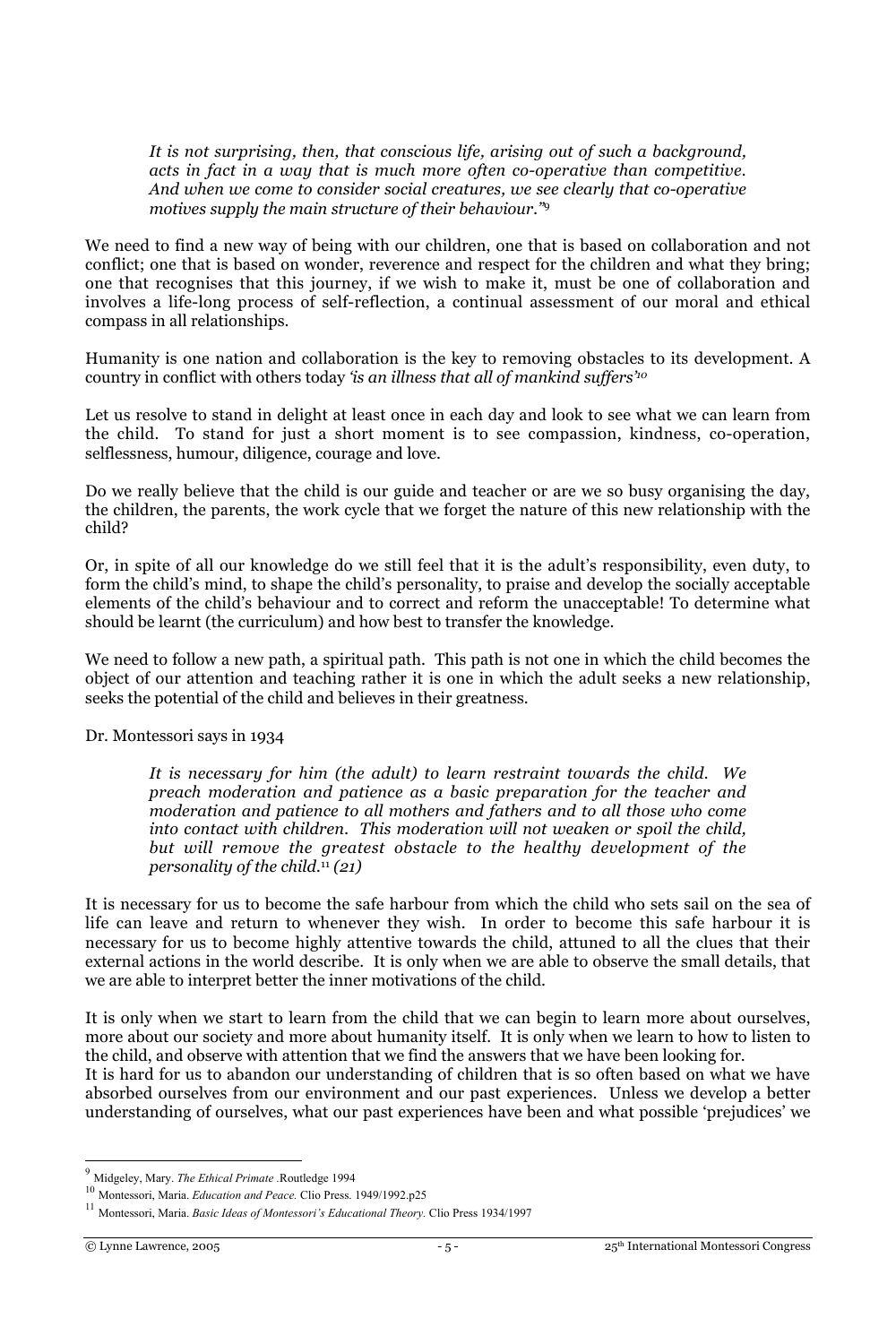> *It is not surprising, then, that conscious life, arising out of such a background, acts in fact in a way that is much more often co-operative than competitive. And when we come to consider social creatures, we see clearly that co-operative motives supply the main structure of their behaviour."*[9]

We need to find a new way of being with our children, one that is based on collaboration and not conflict; one that is based on wonder, reverence and respect for the children and what they bring; one that recognises that this journey, if we wish to make it, must be one of collaboration and involves a life-long process of self-reflection, a continual assessment of our moral and ethical compass in all relationships.

Humanity is one nation and collaboration is the key to removing obstacles to its development. A country in conflict with others today *'is an illness that all of mankind suffers'*[10]

Let us resolve to stand in delight at least once in each day and look to see what we can learn from the child. To stand for just a short moment is to see compassion, kindness, co-operation, selflessness, humour, diligence, courage and love.

Do we really believe that the child is our guide and teacher or are we so busy organising the day, the children, the parents, the work cycle that we forget the nature of this new relationship with the child?

Or, in spite of all our knowledge do we still feel that it is the adult's responsibility, even duty, to form the child's mind, to shape the child's personality, to praise and develop the socially acceptable elements of the child's behaviour and to correct and reform the unacceptable! To determine what should be learnt (the curriculum) and how best to transfer the knowledge.

We need to follow a new path, a spiritual path. This path is not one in which the child becomes the object of our attention and teaching rather it is one in which the adult seeks a new relationship, seeks the potential of the child and believes in their greatness.

Dr. Montessori says in 1934

> *It is necessary for him (the adult) to learn restraint towards the child. We preach moderation and patience as a basic preparation for the teacher and moderation and patience to all mothers and fathers and to all those who come into contact with children. This moderation will not weaken or spoil the child, but will remove the greatest obstacle to the healthy development of the personality of the child.*[11] *(21)*

It is necessary for us to become the safe harbour from which the child who sets sail on the sea of life can leave and return to whenever they wish. In order to become this safe harbour it is necessary for us to become highly attentive towards the child, attuned to all the clues that their external actions in the world describe. It is only when we are able to observe the small details, that we are able to interpret better the inner motivations of the child.

It is only when we start to learn from the child that we can begin to learn more about ourselves, more about our society and more about humanity itself. It is only when we learn to how to listen to the child, and observe with attention that we find the answers that we have been looking for.
It is hard for us to abandon our understanding of children that is so often based on what we have absorbed ourselves from our environment and our past experiences. Unless we develop a better understanding of ourselves, what our past experiences have been and what possible 'prejudices' we

---

[9] Midgeley, Mary. *The Ethical Primate* .Routledge 1994

[10] Montessori, Maria. *Education and Peace.* Clio Press. 1949/1992.p25

[11] Montessori, Maria. *Basic Ideas of Montessori's Educational Theory.* Clio Press 1934/1997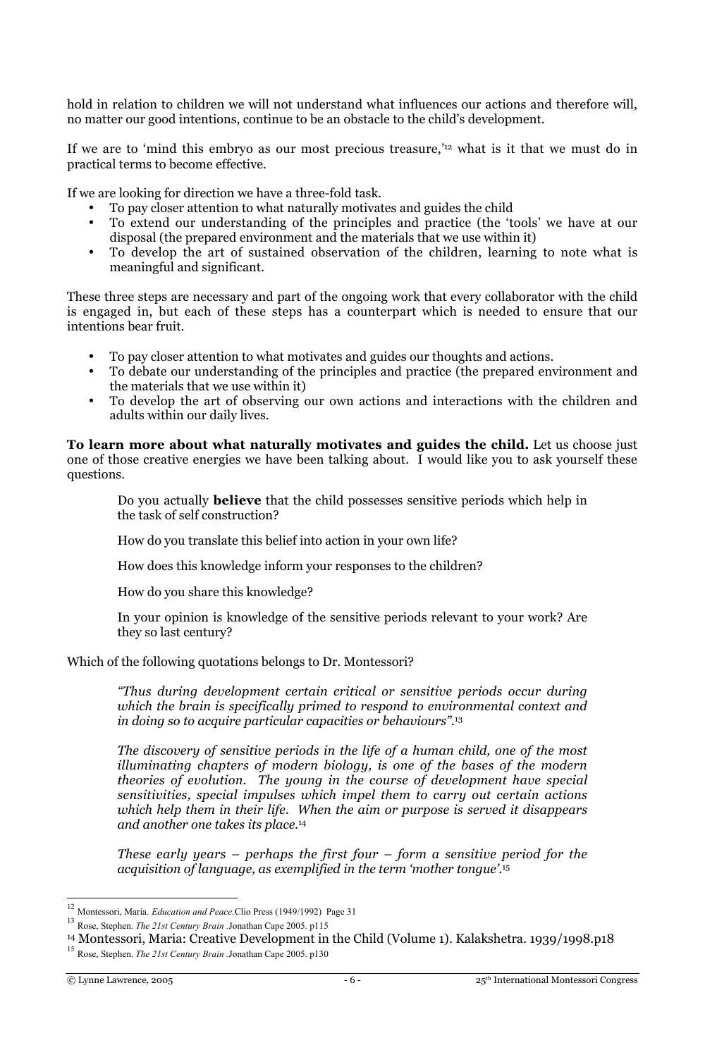hold in relation to children we will not understand what influences our actions and therefore will, no matter our good intentions, continue to be an obstacle to the child's development.

If we are to 'mind this embryo as our most precious treasure,'[12] what is it that we must do in practical terms to become effective.

If we are looking for direction we have a three-fold task.

- To pay closer attention to what naturally motivates and guides the child
- To extend our understanding of the principles and practice (the 'tools' we have at our disposal (the prepared environment and the materials that we use within it)
- To develop the art of sustained observation of the children, learning to note what is meaningful and significant.

These three steps are necessary and part of the ongoing work that every collaborator with the child is engaged in, but each of these steps has a counterpart which is needed to ensure that our intentions bear fruit.

- To pay closer attention to what motivates and guides our thoughts and actions.
- To debate our understanding of the principles and practice (the prepared environment and the materials that we use within it)
- To develop the art of observing our own actions and interactions with the children and adults within our daily lives.

**To learn more about what naturally motivates and guides the child.** Let us choose just one of those creative energies we have been talking about. I would like you to ask yourself these questions.

> Do you actually **believe** that the child possesses sensitive periods which help in the task of self construction?
>
> How do you translate this belief into action in your own life?
>
> How does this knowledge inform your responses to the children?
>
> How do you share this knowledge?
>
> In your opinion is knowledge of the sensitive periods relevant to your work? Are they so last century?

Which of the following quotations belongs to Dr. Montessori?

> *"Thus during development certain critical or sensitive periods occur during which the brain is specifically primed to respond to environmental context and in doing so to acquire particular capacities or behaviours".*[13]
>
> *The discovery of sensitive periods in the life of a human child, one of the most illuminating chapters of modern biology, is one of the bases of the modern theories of evolution. The young in the course of development have special sensitivities, special impulses which impel them to carry out certain actions which help them in their life. When the aim or purpose is served it disappears and another one takes its place.*[14]
>
> *These early years – perhaps the first four – form a sensitive period for the acquisition of language, as exemplified in the term 'mother tongue'.*[15]

---

[12] Montessori, Maria. *Education and Peace.* Clio Press (1949/1992) Page 31

[13] Rose, Stephen. *The 21st Century Brain* .Jonathan Cape 2005. p115

[14] Montessori, Maria: Creative Development in the Child (Volume 1). Kalakshetra. 1939/1998.p18

[15] Rose, Stephen. *The 21st Century Brain* .Jonathan Cape 2005. p130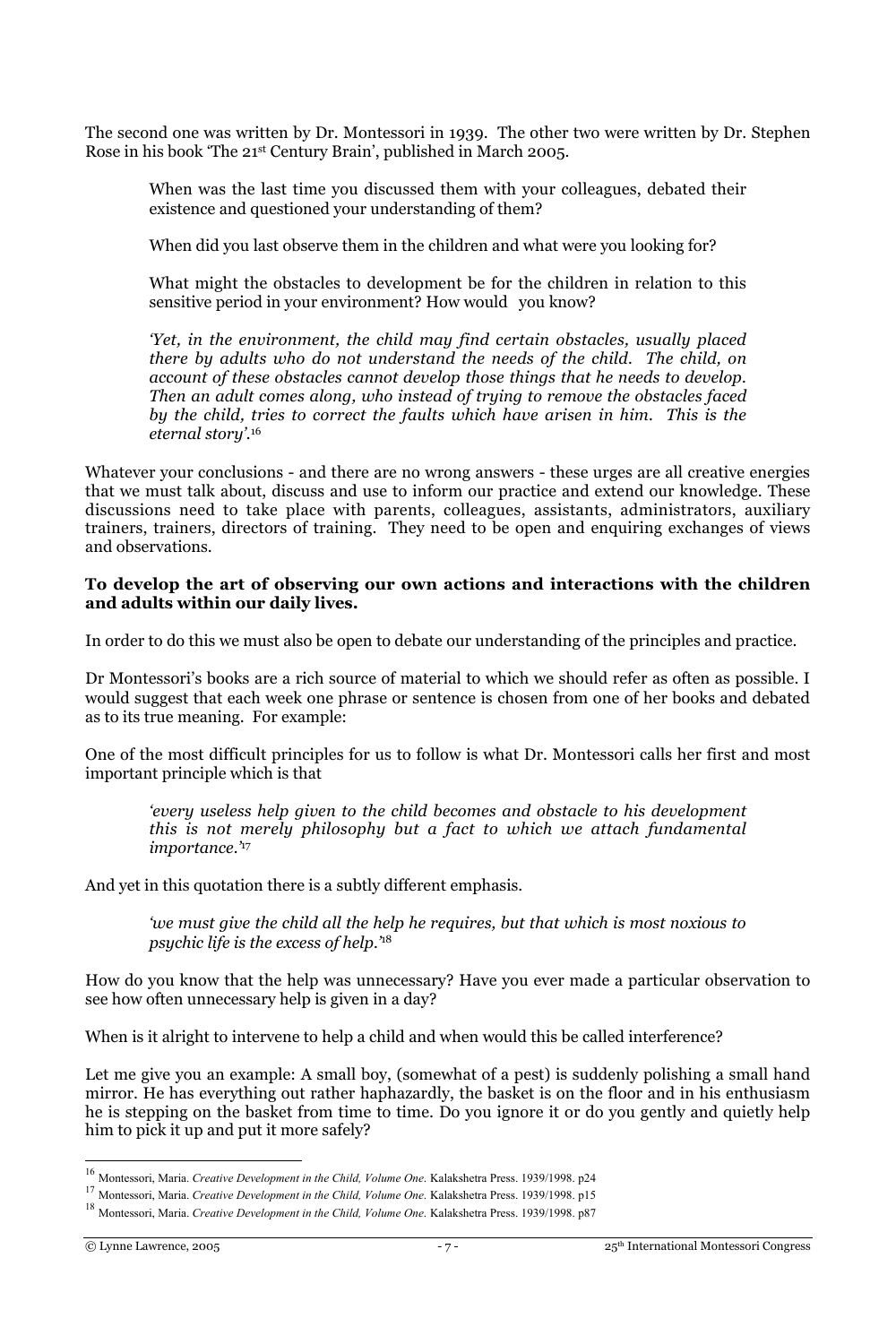The second one was written by Dr. Montessori in 1939. The other two were written by Dr. Stephen Rose in his book 'The 21st Century Brain', published in March 2005.

> When was the last time you discussed them with your colleagues, debated their existence and questioned your understanding of them?
>
> When did you last observe them in the children and what were you looking for?
>
> What might the obstacles to development be for the children in relation to this sensitive period in your environment? How would you know?
>
> *'Yet, in the environment, the child may find certain obstacles, usually placed there by adults who do not understand the needs of the child. The child, on account of these obstacles cannot develop those things that he needs to develop. Then an adult comes along, who instead of trying to remove the obstacles faced by the child, tries to correct the faults which have arisen in him. This is the eternal story'.*[16]

Whatever your conclusions - and there are no wrong answers - these urges are all creative energies that we must talk about, discuss and use to inform our practice and extend our knowledge. These discussions need to take place with parents, colleagues, assistants, administrators, auxiliary trainers, trainers, directors of training. They need to be open and enquiring exchanges of views and observations.

**To develop the art of observing our own actions and interactions with the children and adults within our daily lives.**

In order to do this we must also be open to debate our understanding of the principles and practice.

Dr Montessori's books are a rich source of material to which we should refer as often as possible. I would suggest that each week one phrase or sentence is chosen from one of her books and debated as to its true meaning. For example:

One of the most difficult principles for us to follow is what Dr. Montessori calls her first and most important principle which is that

> *'every useless help given to the child becomes and obstacle to his development this is not merely philosophy but a fact to which we attach fundamental importance.'*[17]

And yet in this quotation there is a subtly different emphasis.

> *'we must give the child all the help he requires, but that which is most noxious to psychic life is the excess of help.'*[18]

How do you know that the help was unnecessary? Have you ever made a particular observation to see how often unnecessary help is given in a day?

When is it alright to intervene to help a child and when would this be called interference?

Let me give you an example: A small boy, (somewhat of a pest) is suddenly polishing a small hand mirror. He has everything out rather haphazardly, the basket is on the floor and in his enthusiasm he is stepping on the basket from time to time. Do you ignore it or do you gently and quietly help him to pick it up and put it more safely?

---

[16] Montessori, Maria. *Creative Development in the Child, Volume One.* Kalakshetra Press. 1939/1998. p24

[17] Montessori, Maria. *Creative Development in the Child, Volume One.* Kalakshetra Press. 1939/1998. p15

[18] Montessori, Maria. *Creative Development in the Child, Volume One.* Kalakshetra Press. 1939/1998. p87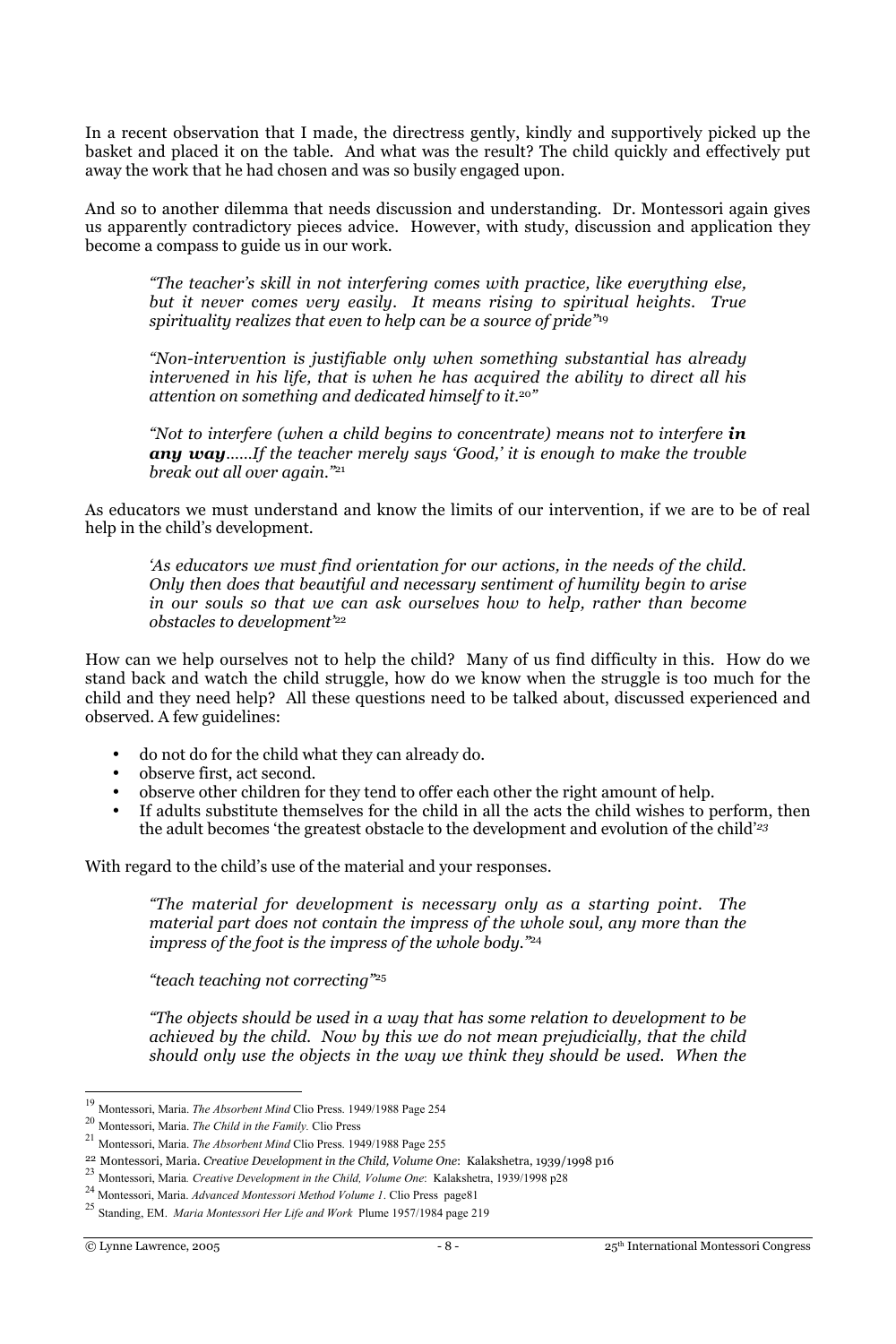In a recent observation that I made, the directress gently, kindly and supportively picked up the basket and placed it on the table. And what was the result? The child quickly and effectively put away the work that he had chosen and was so busily engaged upon.

And so to another dilemma that needs discussion and understanding. Dr. Montessori again gives us apparently contradictory pieces advice. However, with study, discussion and application they become a compass to guide us in our work.

> *"The teacher's skill in not interfering comes with practice, like everything else, but it never comes very easily. It means rising to spiritual heights. True spirituality realizes that even to help can be a source of pride"*[19]

> *"Non-intervention is justifiable only when something substantial has already intervened in his life, that is when he has acquired the ability to direct all his attention on something and dedicated himself to it.*[20]*"*

> *"Not to interfere (when a child begins to concentrate) means not to interfere **in any way**......If the teacher merely says 'Good,' it is enough to make the trouble break out all over again."*[21]

As educators we must understand and know the limits of our intervention, if we are to be of real help in the child's development.

> *'As educators we must find orientation for our actions, in the needs of the child. Only then does that beautiful and necessary sentiment of humility begin to arise in our souls so that we can ask ourselves how to help, rather than become obstacles to development'*[22]

How can we help ourselves not to help the child? Many of us find difficulty in this. How do we stand back and watch the child struggle, how do we know when the struggle is too much for the child and they need help? All these questions need to be talked about, discussed experienced and observed. A few guidelines:

- do not do for the child what they can already do.
- observe first, act second.
- observe other children for they tend to offer each other the right amount of help.
- If adults substitute themselves for the child in all the acts the child wishes to perform, then the adult becomes 'the greatest obstacle to the development and evolution of the child'[23]

With regard to the child's use of the material and your responses.

> *"The material for development is necessary only as a starting point. The material part does not contain the impress of the whole soul, any more than the impress of the foot is the impress of the whole body."*[24]

> *"teach teaching not correcting"*[25]

> *"The objects should be used in a way that has some relation to development to be achieved by the child. Now by this we do not mean prejudicially, that the child should only use the objects in the way we think they should be used. When the*

---

[19] Montessori, Maria. *The Absorbent Mind* Clio Press. 1949/1988 Page 254

[20] Montessori, Maria. *The Child in the Family.* Clio Press

[21] Montessori, Maria. *The Absorbent Mind* Clio Press. 1949/1988 Page 255

[22] Montessori, Maria. *Creative Development in the Child, Volume One*: Kalakshetra, 1939/1998 p16

[23] Montessori, Maria. *Creative Development in the Child, Volume One*: Kalakshetra, 1939/1998 p28

[24] Montessori, Maria. *Advanced Montessori Method Volume 1*. Clio Press page81

[25] Standing, EM. *Maria Montessori Her Life and Work* Plume 1957/1984 page 219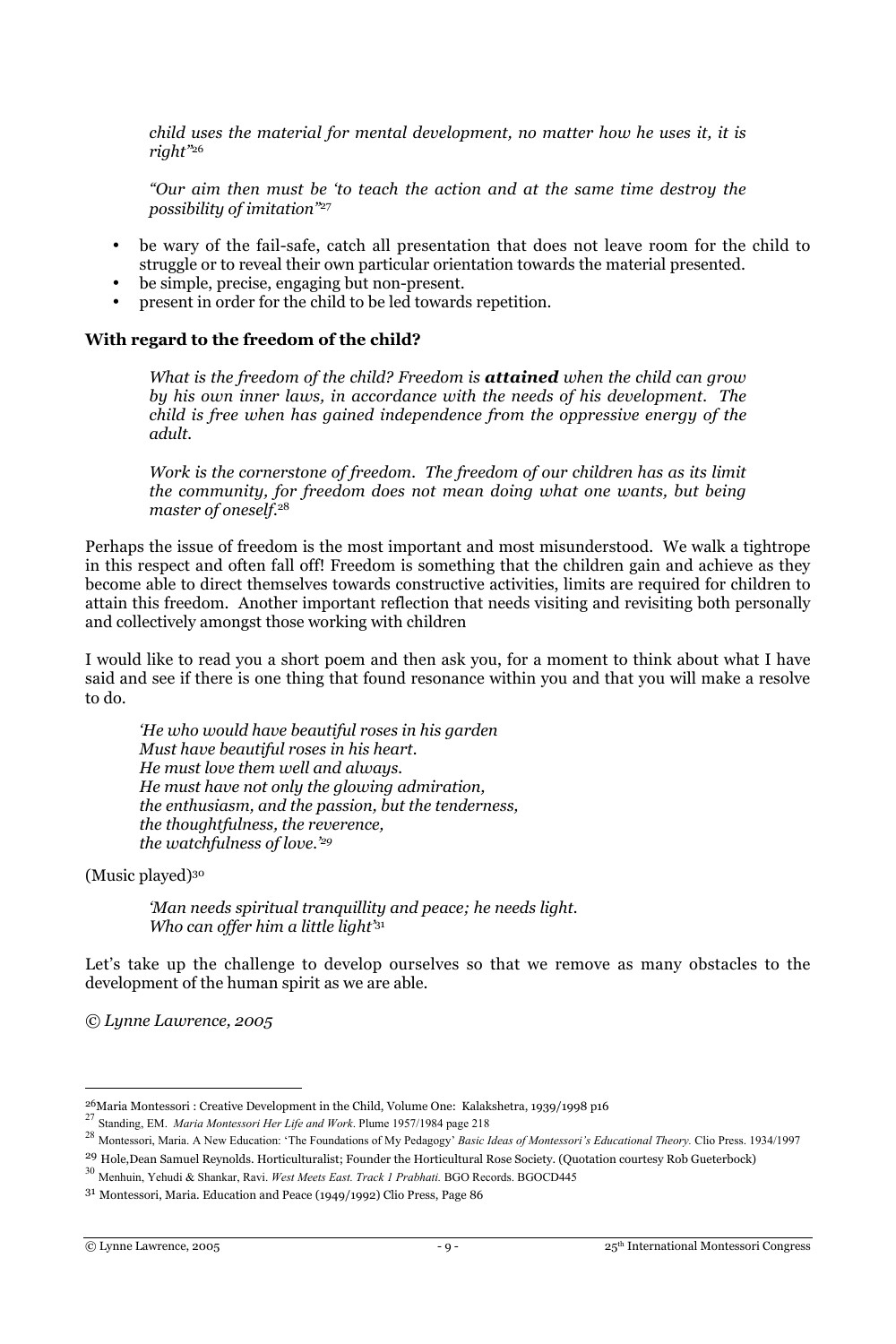*child uses the material for mental development, no matter how he uses it, it is right"*[26]

*"Our aim then must be 'to teach the action and at the same time destroy the possibility of imitation"*[27]

- be wary of the fail-safe, catch all presentation that does not leave room for the child to struggle or to reveal their own particular orientation towards the material presented.
- be simple, precise, engaging but non-present.
- present in order for the child to be led towards repetition.

**With regard to the freedom of the child?**

*What is the freedom of the child? Freedom is **attained** when the child can grow by his own inner laws, in accordance with the needs of his development. The child is free when has gained independence from the oppressive energy of the adult.*

*Work is the cornerstone of freedom. The freedom of our children has as its limit the community, for freedom does not mean doing what one wants, but being master of oneself.*[28]

Perhaps the issue of freedom is the most important and most misunderstood. We walk a tightrope in this respect and often fall off! Freedom is something that the children gain and achieve as they become able to direct themselves towards constructive activities, limits are required for children to attain this freedom. Another important reflection that needs visiting and revisiting both personally and collectively amongst those working with children

I would like to read you a short poem and then ask you, for a moment to think about what I have said and see if there is one thing that found resonance within you and that you will make a resolve to do.

*'He who would have beautiful roses in his garden*
*Must have beautiful roses in his heart.*
*He must love them well and always.*
*He must have not only the glowing admiration,*
*the enthusiasm, and the passion, but the tenderness,*
*the thoughtfulness, the reverence,*
*the watchfulness of love.'*[29]

(Music played)[30]

*'Man needs spiritual tranquillity and peace; he needs light.*
*Who can offer him a little light'*[31]

Let's take up the challenge to develop ourselves so that we remove as many obstacles to the development of the human spirit as we are able.

*© Lynne Lawrence, 2005*

---

[26] Maria Montessori : Creative Development in the Child, Volume One: Kalakshetra, 1939/1998 p16

[27] Standing, EM. *Maria Montessori Her Life and Work*. Plume 1957/1984 page 218

[28] Montessori, Maria. A New Education: 'The Foundations of My Pedagogy' *Basic Ideas of Montessori's Educational Theory.* Clio Press. 1934/1997

[29] Hole,Dean Samuel Reynolds. Horticulturalist; Founder the Horticultural Rose Society. (Quotation courtesy Rob Gueterbock)

[30] Menhuin, Yehudi & Shankar, Ravi. *West Meets East. Track 1 Prabhati.* BGO Records. BGOCD445

[31] Montessori, Maria. Education and Peace (1949/1992) Clio Press, Page 86